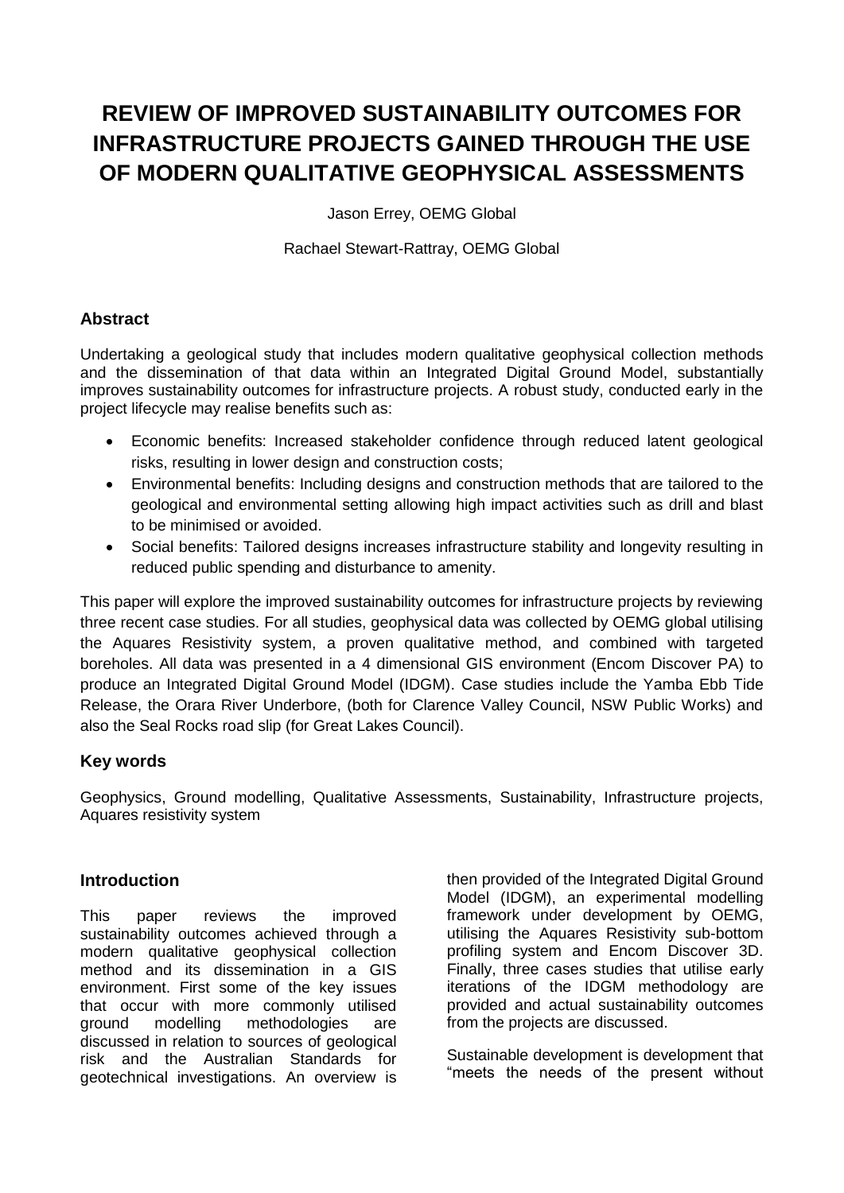# REVIEW OF IMPROVED SUSTAINABILITY OUTCOMES FOR INFRASTRUCTURE PROJECTS GAINED THROUGH THE USE OF MODERN QUALITATIVE GEOPHYSICAL ASSESSMENTS

Jason Errey, OEMG Global

Rachael Stewart-Rattray, OEMG Global

## Abstract

Undertaking a geological study that includes modern qualitative geophysical collection methods and the dissemination of that data within an Integrated Digital Ground Model, substantially improves sustainability outcomes for infrastructure projects. A robust study, conducted early in the project lifecycle may realise benefits such as:

- Economic benefits: Increased stakeholder confidence through reduced latent geological risks, resulting in lower design and construction costs;
- Environmental benefits: Including designs and construction methods that are tailored to the geological and environmental setting allowing high impact activities such as drill and blast to be minimised or avoided.
- Social benefits: Tailored designs increases infrastructure stability and longevity resulting in reduced public spending and disturbance to amenity.

This paper will explore the improved sustainability outcomes for infrastructure projects by reviewing three recent case studies. For all studies, geophysical data was collected by OEMG global utilising the Aquares Resistivity system, a proven qualitative method, and combined with targeted boreholes. All data was presented in a 4 dimensional GIS environment (Encom Discover PA) to produce an Integrated Digital Ground Model (IDGM). Case studies include the Yamba Ebb Tide Release, the Orara River Underbore, (both for Clarence Valley Council, NSW Public Works) and also the Seal Rocks road slip (for Great Lakes Council).

## Key words

Geophysics, Ground modelling, Qualitative Assessments, Sustainability, Infrastructure projects, Aquares resistivity system

## Introduction

This paper reviews the improved sustainability outcomes achieved through a modern qualitative geophysical collection method and its dissemination in a GIS environment. First some of the key issues that occur with more commonly utilised ground modelling methodologies are discussed in relation to sources of geological risk and the Australian Standards for geotechnical investigations. An overview is then provided of the Integrated Digital Ground Model (IDGM), an experimental modelling framework under development by OEMG, utilising the Aquares Resistivity sub-bottom profiling system and Encom Discover 3D. Finally, three cases studies that utilise early iterations of the IDGM methodology are provided and actual sustainability outcomes from the projects are discussed.

Sustainable development is development that "meets the needs of the present without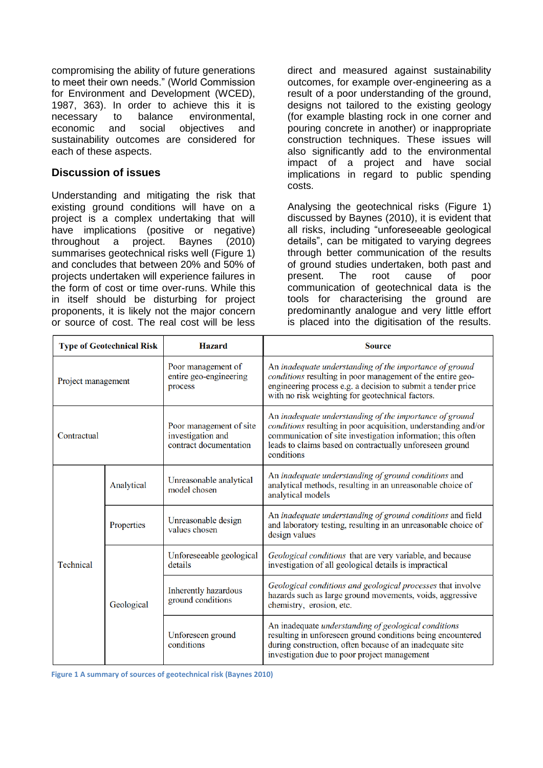compromising the ability of future generations to meet their own needs." (World Commission for Environment and Development (WCED), 1987, 363). In order to achieve this it is necessary to balance environmental, economic and social objectives and sustainability outcomes are considered for each of these aspects.

## Discussion of issues

Understanding and mitigating the risk that existing ground conditions will have on a project is a complex undertaking that will have implications (positive or negative) throughout a project. Baynes (2010) summarises geotechnical risks well (Figure 1) and concludes that between 20% and 50% of projects undertaken will experience failures in the form of cost or time over-runs. While this in itself should be disturbing for project proponents, it is likely not the major concern or source of cost. The real cost will be less direct and measured against sustainability outcomes, for example over-engineering as a result of a poor understanding of the ground, designs not tailored to the existing geology (for example blasting rock in one corner and pouring concrete in another) or inappropriate construction techniques. These issues will also significantly add to the environmental impact of a project and have social implications in regard to public spending costs.

Analysing the geotechnical risks (Figure 1) discussed by Baynes (2010), it is evident that all risks, including "unforeseeable geological details", can be mitigated to varying degrees through better communication of the results of ground studies undertaken, both past and present. The root cause of poor communication of geotechnical data is the tools for characterising the ground are predominantly analogue and very little effort is placed into the digitisation of the results.

| Type of Geotechnical Risk | | Hazard | Source |
|---|---|---|---|
| Project management | | Poor management of entire geo-engineering process | An *inadequate understanding of the importance of ground conditions* resulting in poor management of the entire geo-engineering process e.g. a decision to submit a tender price with no risk weighting for geotechnical factors. |
| Contractual | | Poor management of site investigation and contract documentation | An *inadequate understanding of the importance of ground conditions* resulting in poor acquisition, understanding and/or communication of site investigation information; this often leads to claims based on contractually unforeseen ground conditions |
| Technical | Analytical | Unreasonable analytical model chosen | An *inadequate understanding of ground conditions* and analytical methods, resulting in an unreasonable choice of analytical models |
| | Properties | Unreasonable design values chosen | An *inadequate understanding of ground conditions* and field and laboratory testing, resulting in an unreasonable choice of design values |
| | Geological | Unforeseeable geological details | *Geological conditions* that are very variable, and because investigation of all geological details is impractical |
| | | Inherently hazardous ground conditions | *Geological conditions and geological processes* that involve hazards such as large ground movements, voids, aggressive chemistry, erosion, etc. |
| | | Unforeseen ground conditions | An inadequate *understanding of geological conditions* resulting in unforeseen ground conditions being encountered during construction, often because of an inadequate site investigation due to poor project management |

**Figure 1 A summary of sources of geotechnical risk (Baynes 2010)**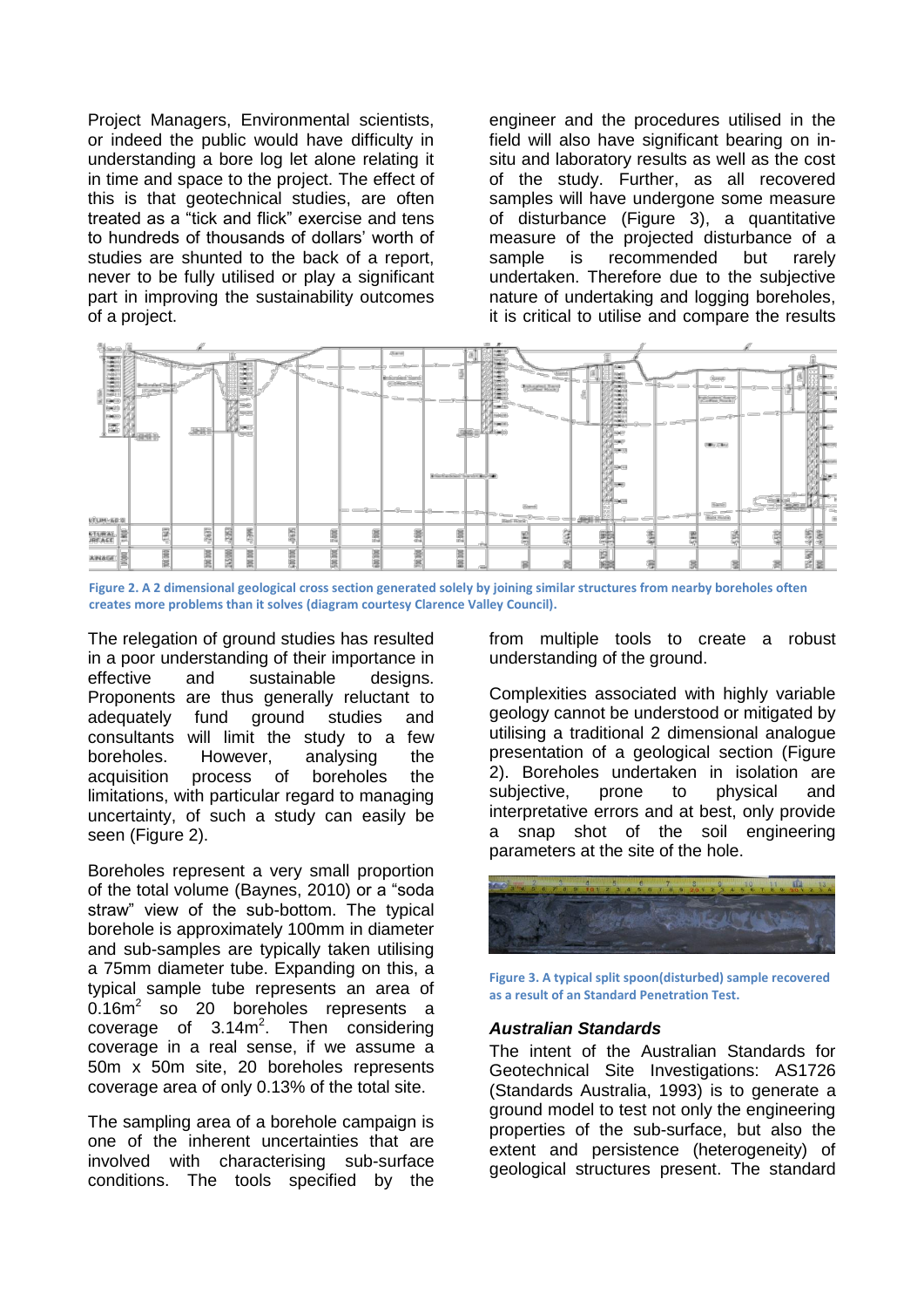Project Managers, Environmental scientists, or indeed the public would have difficulty in understanding a bore log let alone relating it in time and space to the project. The effect of this is that geotechnical studies, are often treated as a "tick and flick" exercise and tens to hundreds of thousands of dollars' worth of studies are shunted to the back of a report, never to be fully utilised or play a significant part in improving the sustainability outcomes of a project.

The relegation of ground studies has resulted in a poor understanding of their importance in effective and sustainable designs. Proponents are thus generally reluctant to adequately fund ground studies and consultants will limit the study to a few boreholes. However, analysing the acquisition process of boreholes the limitations, with particular regard to managing uncertainty, of such a study can easily be seen (Figure 2).

Boreholes represent a very small proportion of the total volume (Baynes, 2010) or a "soda straw" view of the sub-bottom. The typical borehole is approximately 100mm in diameter and sub-samples are typically taken utilising a 75mm diameter tube. Expanding on this, a typical sample tube represents an area of $0.16m^2$ so 20 boreholes represents a coverage of $3.14m^2$. Then considering coverage in a real sense, if we assume a 50m x 50m site, 20 boreholes represents coverage area of only 0.13% of the total site.

The sampling area of a borehole campaign is one of the inherent uncertainties that are involved with characterising sub-surface conditions. The tools specified by the engineer and the procedures utilised in the field will also have significant bearing on in-situ and laboratory results as well as the cost of the study. Further, as all recovered samples will have undergone some measure of disturbance (Figure 3), a quantitative measure of the projected disturbance of a sample is recommended but rarely undertaken. Therefore due to the subjective nature of undertaking and logging boreholes, it is critical to utilise and compare the results from multiple tools to create a robust understanding of the ground.

**Figure 2. A 2 dimensional geological cross section generated solely by joining similar structures from nearby boreholes often creates more problems than it solves (diagram courtesy Clarence Valley Council).**

Complexities associated with highly variable geology cannot be understood or mitigated by utilising a traditional 2 dimensional analogue presentation of a geological section (Figure 2). Boreholes undertaken in isolation are subjective, prone to physical and interpretative errors and at best, only provide a snap shot of the soil engineering parameters at the site of the hole.

**Figure 3. A typical split spoon(disturbed) sample recovered as a result of an Standard Penetration Test.**

### *Australian Standards*

The intent of the Australian Standards for Geotechnical Site Investigations: AS1726 (Standards Australia, 1993) is to generate a ground model to test not only the engineering properties of the sub-surface, but also the extent and persistence (heterogeneity) of geological structures present. The standard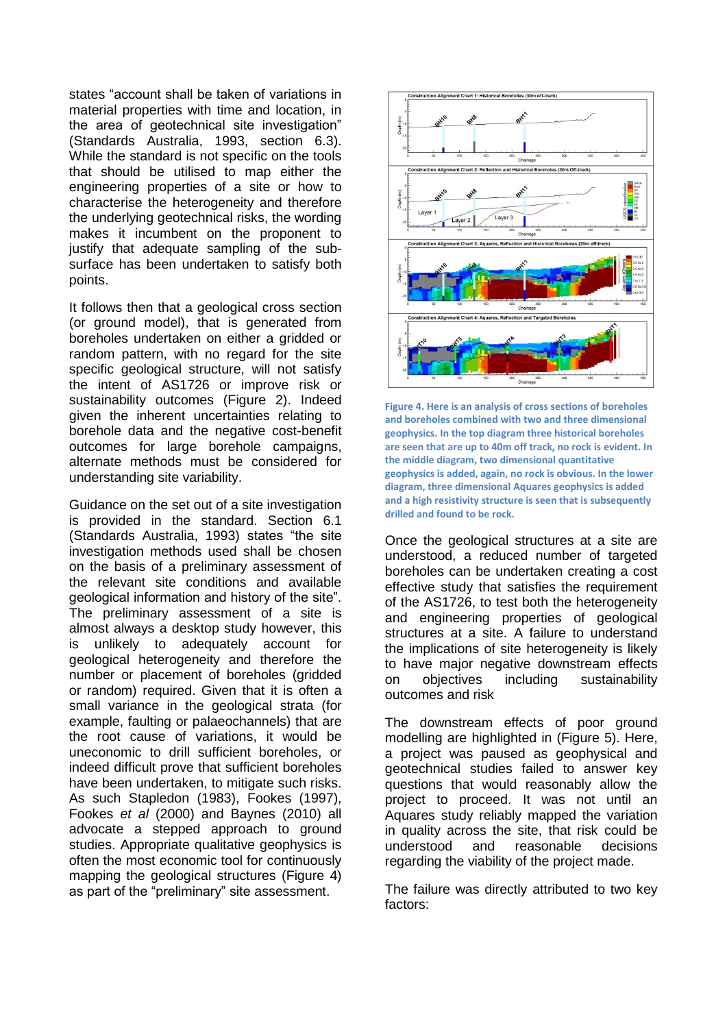states "account shall be taken of variations in material properties with time and location, in the area of geotechnical site investigation" (Standards Australia, 1993, section 6.3). While the standard is not specific on the tools that should be utilised to map either the engineering properties of a site or how to characterise the heterogeneity and therefore the underlying geotechnical risks, the wording makes it incumbent on the proponent to justify that adequate sampling of the sub-surface has been undertaken to satisfy both points.

It follows then that a geological cross section (or ground model), that is generated from boreholes undertaken on either a gridded or random pattern, with no regard for the site specific geological structure, will not satisfy the intent of AS1726 or improve risk or sustainability outcomes (Figure 2). Indeed given the inherent uncertainties relating to borehole data and the negative cost-benefit outcomes for large borehole campaigns, alternate methods must be considered for understanding site variability.

Guidance on the set out of a site investigation is provided in the standard. Section 6.1 (Standards Australia, 1993) states "the site investigation methods used shall be chosen on the basis of a preliminary assessment of the relevant site conditions and available geological information and history of the site". The preliminary assessment of a site is almost always a desktop study however, this is unlikely to adequately account for geological heterogeneity and therefore the number or placement of boreholes (gridded or random) required. Given that it is often a small variance in the geological strata (for example, faulting or palaeochannels) that are the root cause of variations, it would be uneconomic to drill sufficient boreholes, or indeed difficult prove that sufficient boreholes have been undertaken, to mitigate such risks. As such Stapledon (1983), Fookes (1997), Fookes *et al* (2000) and Baynes (2010) all advocate a stepped approach to ground studies. Appropriate qualitative geophysics is often the most economic tool for continuously mapping the geological structures (Figure 4) as part of the "preliminary" site assessment.

**Figure 4. Here is an analysis of cross sections of boreholes and boreholes combined with two and three dimensional geophysics. In the top diagram three historical boreholes are seen that are up to 40m off track, no rock is evident. In the middle diagram, two dimensional quantitative geophysics is added, again, no rock is obvious. In the lower diagram, three dimensional Aquares geophysics is added and a high resistivity structure is seen that is subsequently drilled and found to be rock.**

Once the geological structures at a site are understood, a reduced number of targeted boreholes can be undertaken creating a cost effective study that satisfies the requirement of the AS1726, to test both the heterogeneity and engineering properties of geological structures at a site. A failure to understand the implications of site heterogeneity is likely to have major negative downstream effects on objectives including sustainability outcomes and risk

The downstream effects of poor ground modelling are highlighted in (Figure 5). Here, a project was paused as geophysical and geotechnical studies failed to answer key questions that would reasonably allow the project to proceed. It was not until an Aquares study reliably mapped the variation in quality across the site, that risk could be understood and reasonable decisions regarding the viability of the project made.

The failure was directly attributed to two key factors: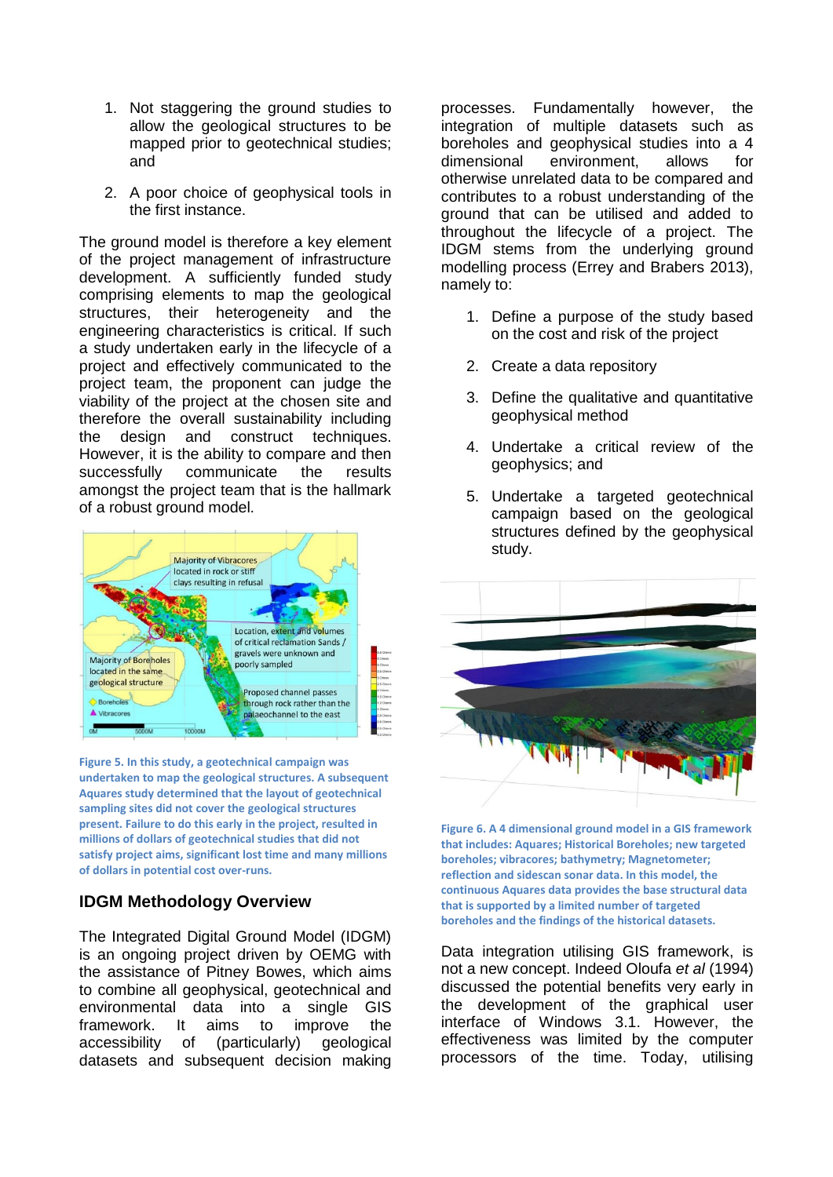1. Not staggering the ground studies to allow the geological structures to be mapped prior to geotechnical studies; and

2. A poor choice of geophysical tools in the first instance.

The ground model is therefore a key element of the project management of infrastructure development. A sufficiently funded study comprising elements to map the geological structures, their heterogeneity and the engineering characteristics is critical. If such a study undertaken early in the lifecycle of a project and effectively communicated to the project team, the proponent can judge the viability of the project at the chosen site and therefore the overall sustainability including the design and construct techniques. However, it is the ability to compare and then successfully communicate the results amongst the project team that is the hallmark of a robust ground model.

**Figure 5. In this study, a geotechnical campaign was undertaken to map the geological structures. A subsequent Aquares study determined that the layout of geotechnical sampling sites did not cover the geological structures present. Failure to do this early in the project, resulted in millions of dollars of geotechnical studies that did not satisfy project aims, significant lost time and many millions of dollars in potential cost over-runs.**

## IDGM Methodology Overview

The Integrated Digital Ground Model (IDGM) is an ongoing project driven by OEMG with the assistance of Pitney Bowes, which aims to combine all geophysical, geotechnical and environmental data into a single GIS framework. It aims to improve the accessibility of (particularly) geological datasets and subsequent decision making processes. Fundamentally however, the integration of multiple datasets such as boreholes and geophysical studies into a 4 dimensional environment, allows for otherwise unrelated data to be compared and contributes to a robust understanding of the ground that can be utilised and added to throughout the lifecycle of a project. The IDGM stems from the underlying ground modelling process (Errey and Brabers 2013), namely to:

1. Define a purpose of the study based on the cost and risk of the project

2. Create a data repository

3. Define the qualitative and quantitative geophysical method

4. Undertake a critical review of the geophysics; and

5. Undertake a targeted geotechnical campaign based on the geological structures defined by the geophysical study.

**Figure 6. A 4 dimensional ground model in a GIS framework that includes: Aquares; Historical Boreholes; new targeted boreholes; vibracores; bathymetry; Magnetometer; reflection and sidescan sonar data. In this model, the continuous Aquares data provides the base structural data that is supported by a limited number of targeted boreholes and the findings of the historical datasets.**

Data integration utilising GIS framework, is not a new concept. Indeed Oloufa *et al* (1994) discussed the potential benefits very early in the development of the graphical user interface of Windows 3.1. However, the effectiveness was limited by the computer processors of the time. Today, utilising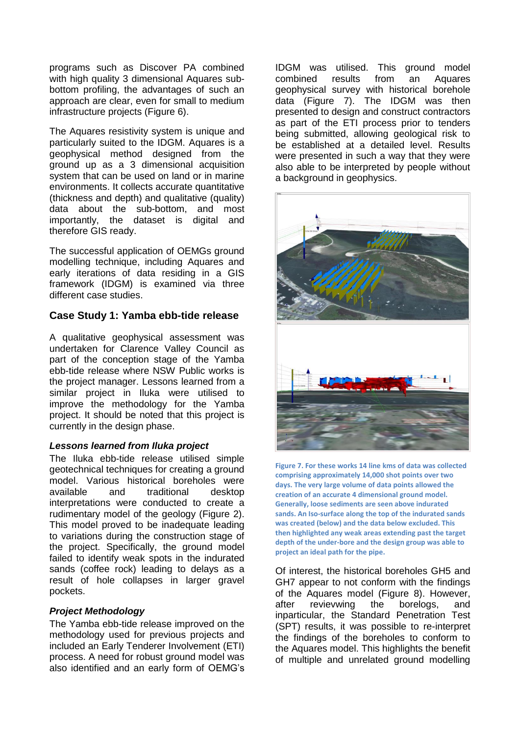programs such as Discover PA combined with high quality 3 dimensional Aquares sub-bottom profiling, the advantages of such an approach are clear, even for small to medium infrastructure projects (Figure 6).

The Aquares resistivity system is unique and particularly suited to the IDGM. Aquares is a geophysical method designed from the ground up as a 3 dimensional acquisition system that can be used on land or in marine environments. It collects accurate quantitative (thickness and depth) and qualitative (quality) data about the sub-bottom, and most importantly, the dataset is digital and therefore GIS ready.

The successful application of OEMGs ground modelling technique, including Aquares and early iterations of data residing in a GIS framework (IDGM) is examined via three different case studies.

## Case Study 1: Yamba ebb-tide release

A qualitative geophysical assessment was undertaken for Clarence Valley Council as part of the conception stage of the Yamba ebb-tide release where NSW Public works is the project manager. Lessons learned from a similar project in Iluka were utilised to improve the methodology for the Yamba project. It should be noted that this project is currently in the design phase.

### *Lessons learned from Iluka project*

The Iluka ebb-tide release utilised simple geotechnical techniques for creating a ground model. Various historical boreholes were available and traditional desktop interpretations were conducted to create a rudimentary model of the geology (Figure 2). This model proved to be inadequate leading to variations during the construction stage of the project. Specifically, the ground model failed to identify weak spots in the indurated sands (coffee rock) leading to delays as a result of hole collapses in larger gravel pockets.

### *Project Methodology*

The Yamba ebb-tide release improved on the methodology used for previous projects and included an Early Tenderer Involvement (ETI) process. A need for robust ground model was also identified and an early form of OEMG's IDGM was utilised. This ground model combined results from an Aquares geophysical survey with historical borehole data (Figure 7). The IDGM was then presented to design and construct contractors as part of the ETI process prior to tenders being submitted, allowing geological risk to be established at a detailed level. Results were presented in such a way that they were also able to be interpreted by people without a background in geophysics.

**Figure 7. For these works 14 line kms of data was collected comprising approximately 14,000 shot points over two days. The very large volume of data points allowed the creation of an accurate 4 dimensional ground model. Generally, loose sediments are seen above indurated sands. An Iso-surface along the top of the indurated sands was created (below) and the data below excluded. This then highlighted any weak areas extending past the target depth of the under-bore and the design group was able to project an ideal path for the pipe.**

Of interest, the historical boreholes GH5 and GH7 appear to not conform with the findings of the Aquares model (Figure 8). However, after reviewing the borelogs, and inparticular, the Standard Penetration Test (SPT) results, it was possible to re-interpret the findings of the boreholes to conform to the Aquares model. This highlights the benefit of multiple and unrelated ground modelling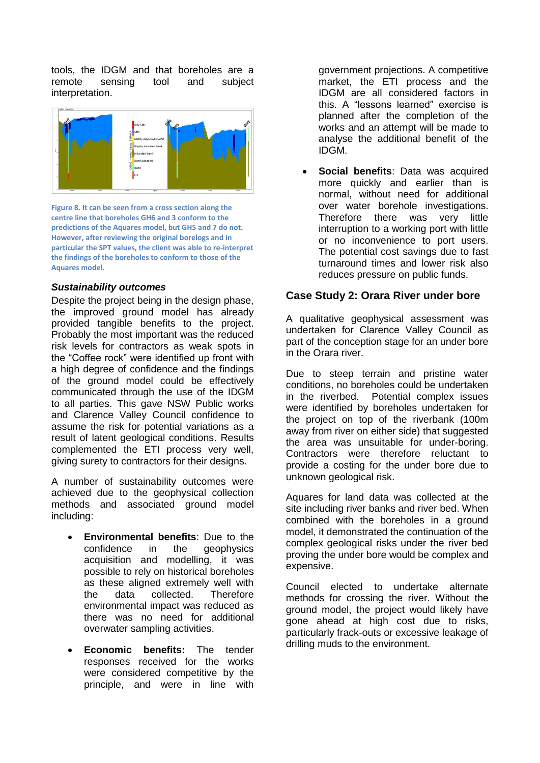tools, the IDGM and that boreholes are a remote sensing tool and subject interpretation.

**Figure 8. It can be seen from a cross section along the centre line that boreholes GH6 and 3 conform to the predictions of the Aquares model, but GH5 and 7 do not. However, after reviewing the original borelogs and in particular the SPT values, the client was able to re-interpret the findings of the boreholes to conform to those of the Aquares model.**

### *Sustainability outcomes*

Despite the project being in the design phase, the improved ground model has already provided tangible benefits to the project. Probably the most important was the reduced risk levels for contractors as weak spots in the "Coffee rock" were identified up front with a high degree of confidence and the findings of the ground model could be effectively communicated through the use of the IDGM to all parties. This gave NSW Public works and Clarence Valley Council confidence to assume the risk for potential variations as a result of latent geological conditions. Results complemented the ETI process very well, giving surety to contractors for their designs.

A number of sustainability outcomes were achieved due to the geophysical collection methods and associated ground model including:

- **Environmental benefits**: Due to the confidence in the geophysics acquisition and modelling, it was possible to rely on historical boreholes as these aligned extremely well with the data collected. Therefore environmental impact was reduced as there was no need for additional overwater sampling activities.
- **Economic benefits:** The tender responses received for the works were considered competitive by the principle, and were in line with government projections. A competitive market, the ETI process and the IDGM are all considered factors in this. A "lessons learned" exercise is planned after the completion of the works and an attempt will be made to analyse the additional benefit of the IDGM.
- **Social benefits**: Data was acquired more quickly and earlier than is normal, without need for additional over water borehole investigations. Therefore there was very little interruption to a working port with little or no inconvenience to port users. The potential cost savings due to fast turnaround times and lower risk also reduces pressure on public funds.

## Case Study 2: Orara River under bore

A qualitative geophysical assessment was undertaken for Clarence Valley Council as part of the conception stage for an under bore in the Orara river.

Due to steep terrain and pristine water conditions, no boreholes could be undertaken in the riverbed. Potential complex issues were identified by boreholes undertaken for the project on top of the riverbank (100m away from river on either side) that suggested the area was unsuitable for under-boring. Contractors were therefore reluctant to provide a costing for the under bore due to unknown geological risk.

Aquares for land data was collected at the site including river banks and river bed. When combined with the boreholes in a ground model, it demonstrated the continuation of the complex geological risks under the river bed proving the under bore would be complex and expensive.

Council elected to undertake alternate methods for crossing the river. Without the ground model, the project would likely have gone ahead at high cost due to risks, particularly frack-outs or excessive leakage of drilling muds to the environment.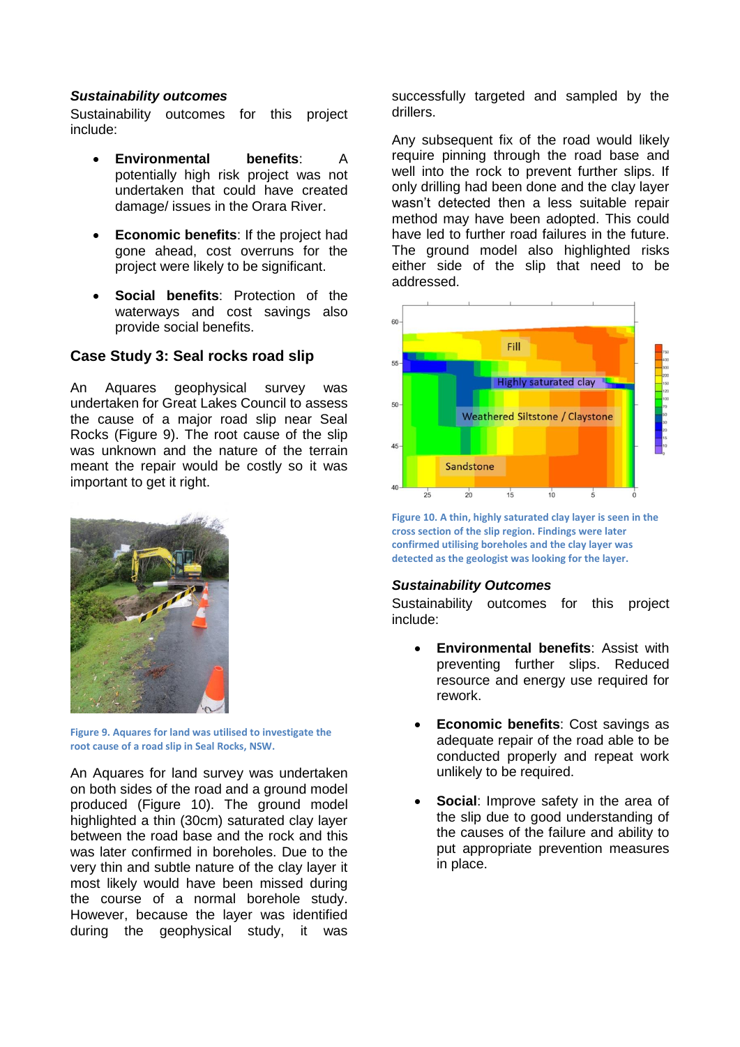***Sustainability outcomes***

Sustainability outcomes for this project include:

- **Environmental benefits**: A potentially high risk project was not undertaken that could have created damage/ issues in the Orara River.
- **Economic benefits**: If the project had gone ahead, cost overruns for the project were likely to be significant.
- **Social benefits**: Protection of the waterways and cost savings also provide social benefits.

## Case Study 3: Seal rocks road slip

An Aquares geophysical survey was undertaken for Great Lakes Council to assess the cause of a major road slip near Seal Rocks (Figure 9). The root cause of the slip was unknown and the nature of the terrain meant the repair would be costly so it was important to get it right.

Figure 9. Aquares for land was utilised to investigate the root cause of a road slip in Seal Rocks, NSW.

An Aquares for land survey was undertaken on both sides of the road and a ground model produced (Figure 10). The ground model highlighted a thin (30cm) saturated clay layer between the road base and the rock and this was later confirmed in boreholes. Due to the very thin and subtle nature of the clay layer it most likely would have been missed during the course of a normal borehole study. However, because the layer was identified during the geophysical study, it was successfully targeted and sampled by the drillers.

Any subsequent fix of the road would likely require pinning through the road base and well into the rock to prevent further slips. If only drilling had been done and the clay layer wasn't detected then a less suitable repair method may have been adopted. This could have led to further road failures in the future. The ground model also highlighted risks either side of the slip that need to be addressed.

Figure 10. A thin, highly saturated clay layer is seen in the cross section of the slip region. Findings were later confirmed utilising boreholes and the clay layer was detected as the geologist was looking for the layer.

***Sustainability Outcomes***

Sustainability outcomes for this project include:

- **Environmental benefits**: Assist with preventing further slips. Reduced resource and energy use required for rework.
- **Economic benefits**: Cost savings as adequate repair of the road able to be conducted properly and repeat work unlikely to be required.
- **Social**: Improve safety in the area of the slip due to good understanding of the causes of the failure and ability to put appropriate prevention measures in place.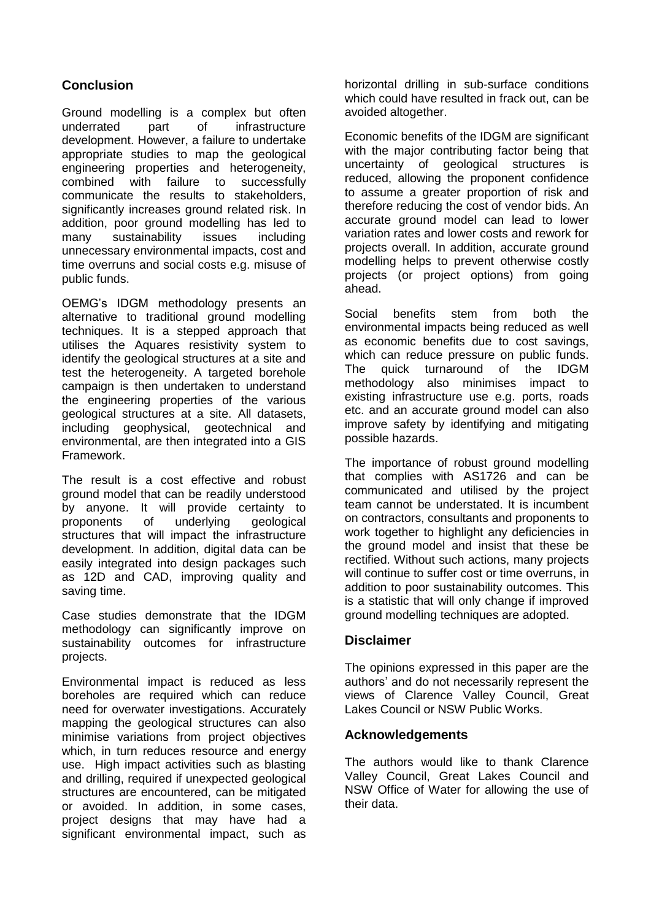## Conclusion

Ground modelling is a complex but often underrated part of infrastructure development. However, a failure to undertake appropriate studies to map the geological engineering properties and heterogeneity, combined with failure to successfully communicate the results to stakeholders, significantly increases ground related risk. In addition, poor ground modelling has led to many sustainability issues including unnecessary environmental impacts, cost and time overruns and social costs e.g. misuse of public funds.

OEMG's IDGM methodology presents an alternative to traditional ground modelling techniques. It is a stepped approach that utilises the Aquares resistivity system to identify the geological structures at a site and test the heterogeneity. A targeted borehole campaign is then undertaken to understand the engineering properties of the various geological structures at a site. All datasets, including geophysical, geotechnical and environmental, are then integrated into a GIS Framework.

The result is a cost effective and robust ground model that can be readily understood by anyone. It will provide certainty to proponents of underlying geological structures that will impact the infrastructure development. In addition, digital data can be easily integrated into design packages such as 12D and CAD, improving quality and saving time.

Case studies demonstrate that the IDGM methodology can significantly improve on sustainability outcomes for infrastructure projects.

Environmental impact is reduced as less boreholes are required which can reduce need for overwater investigations. Accurately mapping the geological structures can also minimise variations from project objectives which, in turn reduces resource and energy use. High impact activities such as blasting and drilling, required if unexpected geological structures are encountered, can be mitigated or avoided. In addition, in some cases, project designs that may have had a significant environmental impact, such as horizontal drilling in sub-surface conditions which could have resulted in frack out, can be avoided altogether.

Economic benefits of the IDGM are significant with the major contributing factor being that uncertainty of geological structures is reduced, allowing the proponent confidence to assume a greater proportion of risk and therefore reducing the cost of vendor bids. An accurate ground model can lead to lower variation rates and lower costs and rework for projects overall. In addition, accurate ground modelling helps to prevent otherwise costly projects (or project options) from going ahead.

Social benefits stem from both the environmental impacts being reduced as well as economic benefits due to cost savings, which can reduce pressure on public funds. The quick turnaround of the IDGM methodology also minimises impact to existing infrastructure use e.g. ports, roads etc. and an accurate ground model can also improve safety by identifying and mitigating possible hazards.

The importance of robust ground modelling that complies with AS1726 and can be communicated and utilised by the project team cannot be understated. It is incumbent on contractors, consultants and proponents to work together to highlight any deficiencies in the ground model and insist that these be rectified. Without such actions, many projects will continue to suffer cost or time overruns, in addition to poor sustainability outcomes. This is a statistic that will only change if improved ground modelling techniques are adopted.

## Disclaimer

The opinions expressed in this paper are the authors' and do not necessarily represent the views of Clarence Valley Council, Great Lakes Council or NSW Public Works.

## Acknowledgements

The authors would like to thank Clarence Valley Council, Great Lakes Council and NSW Office of Water for allowing the use of their data.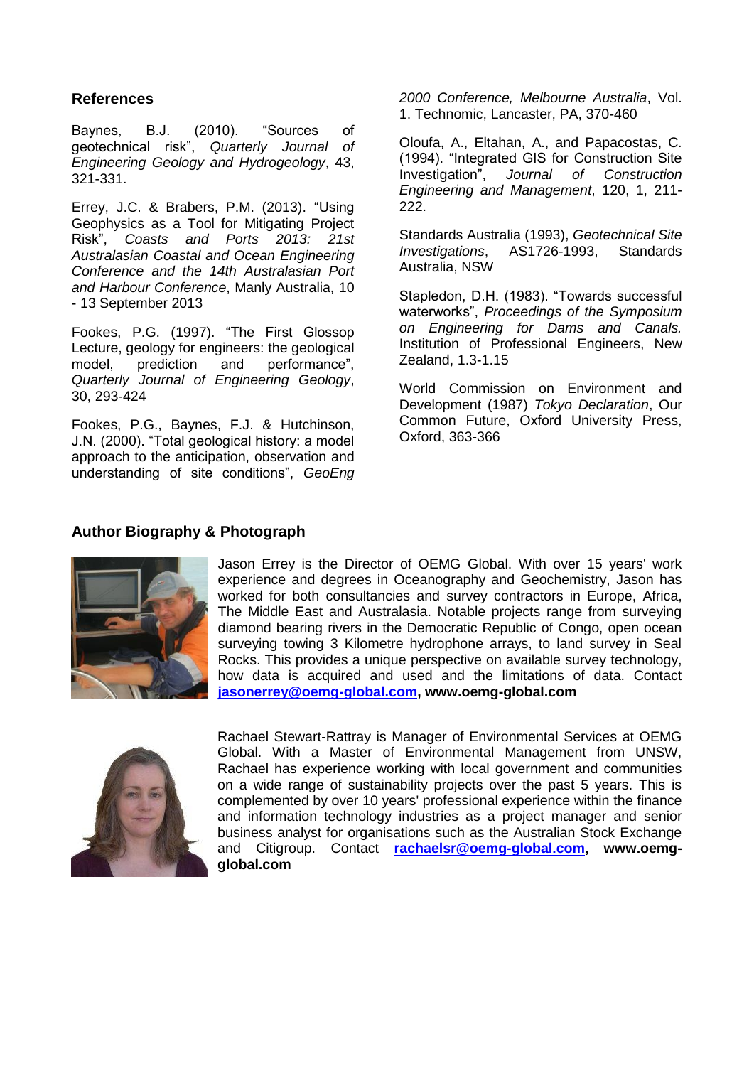## References

Baynes, B.J. (2010). "Sources of geotechnical risk", *Quarterly Journal of Engineering Geology and Hydrogeology*, 43, 321-331.

Errey, J.C. & Brabers, P.M. (2013). "Using Geophysics as a Tool for Mitigating Project Risk", *Coasts and Ports 2013: 21st Australasian Coastal and Ocean Engineering Conference and the 14th Australasian Port and Harbour Conference*, Manly Australia, 10 - 13 September 2013

Fookes, P.G. (1997). "The First Glossop Lecture, geology for engineers: the geological model, prediction and performance", *Quarterly Journal of Engineering Geology*, 30, 293-424

Fookes, P.G., Baynes, F.J. & Hutchinson, J.N. (2000). "Total geological history: a model approach to the anticipation, observation and understanding of site conditions", *GeoEng 2000 Conference, Melbourne Australia*, Vol. 1. Technomic, Lancaster, PA, 370-460

Oloufa, A., Eltahan, A., and Papacostas, C. (1994). "Integrated GIS for Construction Site Investigation", *Journal of Construction Engineering and Management*, 120, 1, 211-222.

Standards Australia (1993), *Geotechnical Site Investigations*, AS1726-1993, Standards Australia, NSW

Stapledon, D.H. (1983). "Towards successful waterworks", *Proceedings of the Symposium on Engineering for Dams and Canals.* Institution of Professional Engineers, New Zealand, 1.3-1.15

World Commission on Environment and Development (1987) *Tokyo Declaration*, Our Common Future, Oxford University Press, Oxford, 363-366

## Author Biography & Photograph

Jason Errey is the Director of OEMG Global. With over 15 years' work experience and degrees in Oceanography and Geochemistry, Jason has worked for both consultancies and survey contractors in Europe, Africa, The Middle East and Australasia. Notable projects range from surveying diamond bearing rivers in the Democratic Republic of Congo, open ocean surveying towing 3 Kilometre hydrophone arrays, to land survey in Seal Rocks. This provides a unique perspective on available survey technology, how data is acquired and used and the limitations of data. Contact **jasonerrey@oemg-global.com, www.oemg-global.com**

Rachael Stewart-Rattray is Manager of Environmental Services at OEMG Global. With a Master of Environmental Management from UNSW, Rachael has experience working with local government and communities on a wide range of sustainability projects over the past 5 years. This is complemented by over 10 years' professional experience within the finance and information technology industries as a project manager and senior business analyst for organisations such as the Australian Stock Exchange and Citigroup. Contact **rachaelsr@oemg-global.com, www.oemg-global.com**